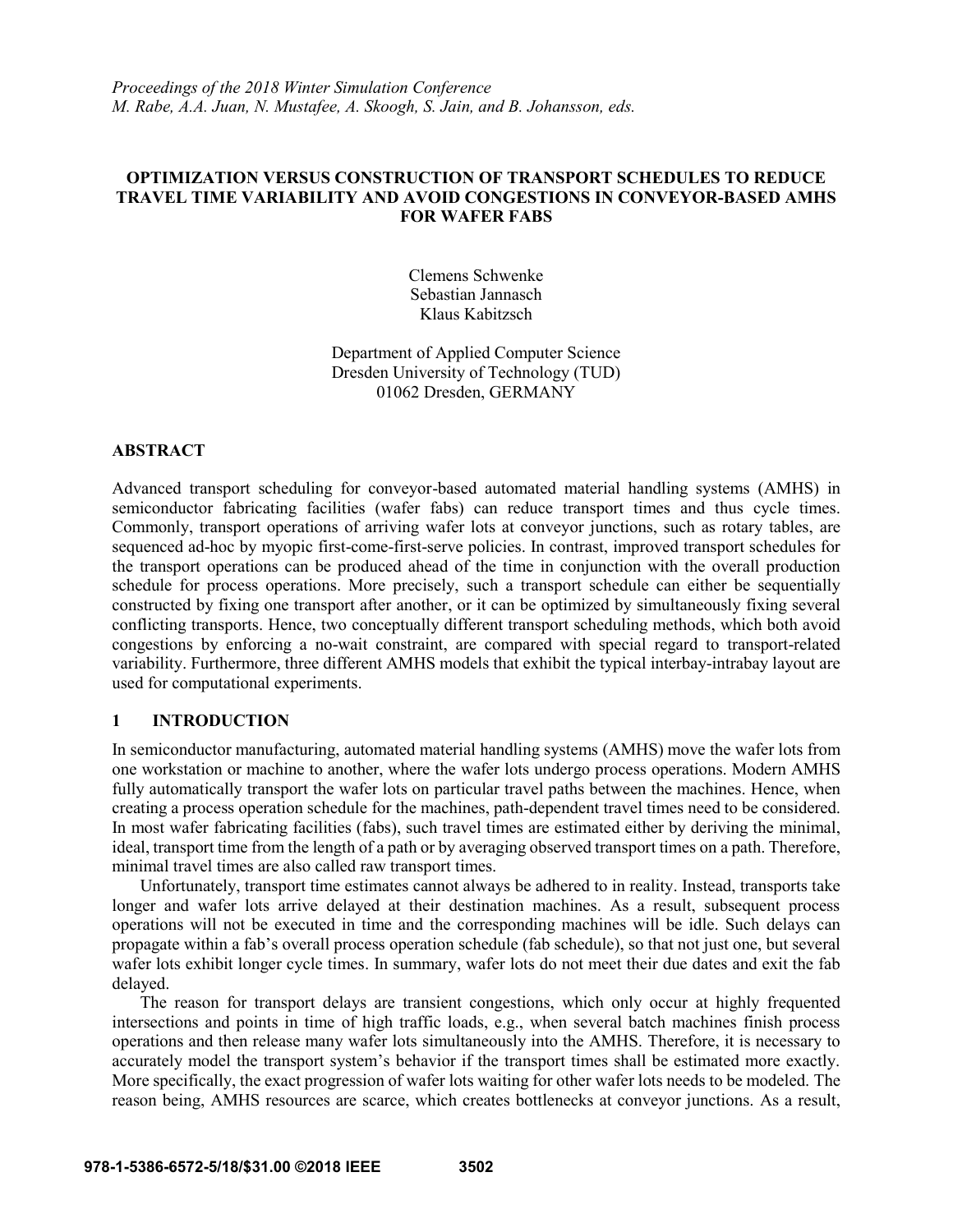*Proceedings of the 2018 Winter Simulation Conference*
*M. Rabe, A.A. Juan, N. Mustafee, A. Skoogh, S. Jain, and B. Johansson, eds.*

# OPTIMIZATION VERSUS CONSTRUCTION OF TRANSPORT SCHEDULES TO REDUCE TRAVEL TIME VARIABILITY AND AVOID CONGESTIONS IN CONVEYOR-BASED AMHS FOR WAFER FABS

Clemens Schwenke
Sebastian Jannasch
Klaus Kabitzsch

Department of Applied Computer Science
Dresden University of Technology (TUD)
01062 Dresden, GERMANY

## ABSTRACT

Advanced transport scheduling for conveyor-based automated material handling systems (AMHS) in semiconductor fabricating facilities (wafer fabs) can reduce transport times and thus cycle times. Commonly, transport operations of arriving wafer lots at conveyor junctions, such as rotary tables, are sequenced ad-hoc by myopic first-come-first-serve policies. In contrast, improved transport schedules for the transport operations can be produced ahead of the time in conjunction with the overall production schedule for process operations. More precisely, such a transport schedule can either be sequentially constructed by fixing one transport after another, or it can be optimized by simultaneously fixing several conflicting transports. Hence, two conceptually different transport scheduling methods, which both avoid congestions by enforcing a no-wait constraint, are compared with special regard to transport-related variability. Furthermore, three different AMHS models that exhibit the typical interbay-intrabay layout are used for computational experiments.

## 1 INTRODUCTION

In semiconductor manufacturing, automated material handling systems (AMHS) move the wafer lots from one workstation or machine to another, where the wafer lots undergo process operations. Modern AMHS fully automatically transport the wafer lots on particular travel paths between the machines. Hence, when creating a process operation schedule for the machines, path-dependent travel times need to be considered. In most wafer fabricating facilities (fabs), such travel times are estimated either by deriving the minimal, ideal, transport time from the length of a path or by averaging observed transport times on a path. Therefore, minimal travel times are also called raw transport times.

Unfortunately, transport time estimates cannot always be adhered to in reality. Instead, transports take longer and wafer lots arrive delayed at their destination machines. As a result, subsequent process operations will not be executed in time and the corresponding machines will be idle. Such delays can propagate within a fab's overall process operation schedule (fab schedule), so that not just one, but several wafer lots exhibit longer cycle times. In summary, wafer lots do not meet their due dates and exit the fab delayed.

The reason for transport delays are transient congestions, which only occur at highly frequented intersections and points in time of high traffic loads, e.g., when several batch machines finish process operations and then release many wafer lots simultaneously into the AMHS. Therefore, it is necessary to accurately model the transport system's behavior if the transport times shall be estimated more exactly. More specifically, the exact progression of wafer lots waiting for other wafer lots needs to be modeled. The reason being, AMHS resources are scarce, which creates bottlenecks at conveyor junctions. As a result,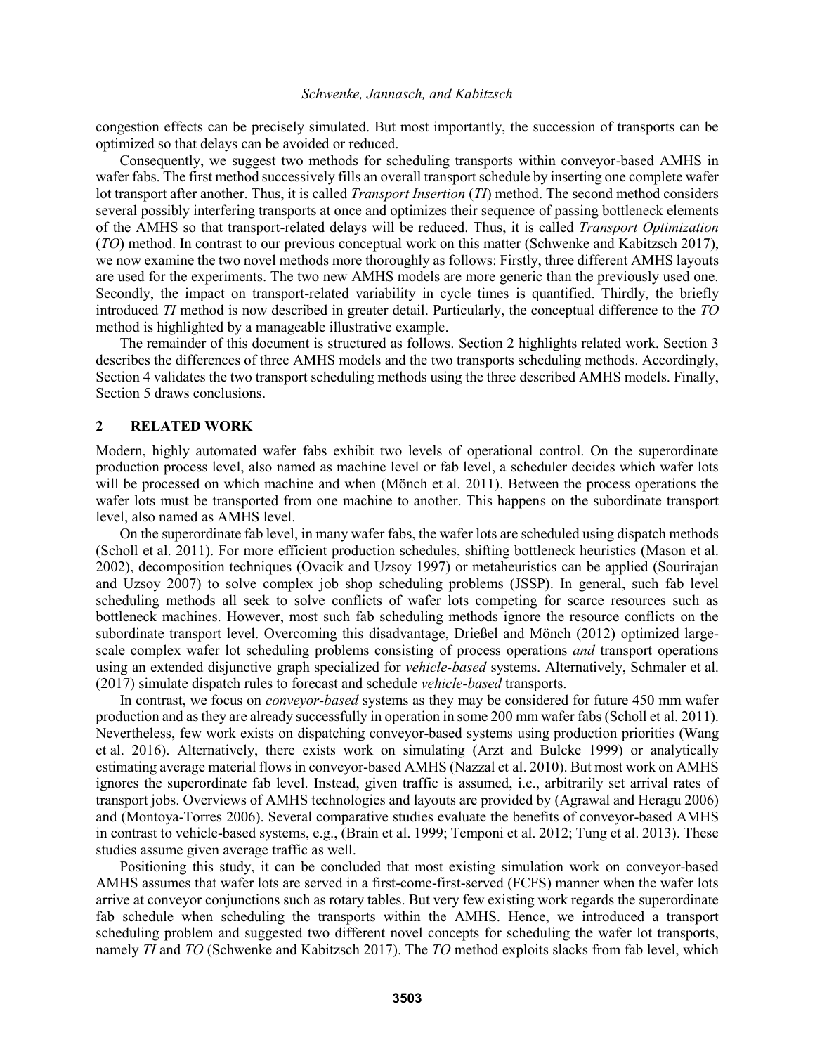congestion effects can be precisely simulated. But most importantly, the succession of transports can be optimized so that delays can be avoided or reduced.

Consequently, we suggest two methods for scheduling transports within conveyor-based AMHS in wafer fabs. The first method successively fills an overall transport schedule by inserting one complete wafer lot transport after another. Thus, it is called *Transport Insertion* (*TI*) method. The second method considers several possibly interfering transports at once and optimizes their sequence of passing bottleneck elements of the AMHS so that transport-related delays will be reduced. Thus, it is called *Transport Optimization* (*TO*) method. In contrast to our previous conceptual work on this matter (Schwenke and Kabitzsch 2017), we now examine the two novel methods more thoroughly as follows: Firstly, three different AMHS layouts are used for the experiments. The two new AMHS models are more generic than the previously used one. Secondly, the impact on transport-related variability in cycle times is quantified. Thirdly, the briefly introduced *TI* method is now described in greater detail. Particularly, the conceptual difference to the *TO* method is highlighted by a manageable illustrative example.

The remainder of this document is structured as follows. Section 2 highlights related work. Section 3 describes the differences of three AMHS models and the two transports scheduling methods. Accordingly, Section 4 validates the two transport scheduling methods using the three described AMHS models. Finally, Section 5 draws conclusions.

## 2 RELATED WORK

Modern, highly automated wafer fabs exhibit two levels of operational control. On the superordinate production process level, also named as machine level or fab level, a scheduler decides which wafer lots will be processed on which machine and when (Mönch et al. 2011). Between the process operations the wafer lots must be transported from one machine to another. This happens on the subordinate transport level, also named as AMHS level.

On the superordinate fab level, in many wafer fabs, the wafer lots are scheduled using dispatch methods (Scholl et al. 2011). For more efficient production schedules, shifting bottleneck heuristics (Mason et al. 2002), decomposition techniques (Ovacik and Uzsoy 1997) or metaheuristics can be applied (Sourirajan and Uzsoy 2007) to solve complex job shop scheduling problems (JSSP). In general, such fab level scheduling methods all seek to solve conflicts of wafer lots competing for scarce resources such as bottleneck machines. However, most such fab scheduling methods ignore the resource conflicts on the subordinate transport level. Overcoming this disadvantage, Drießel and Mönch (2012) optimized large-scale complex wafer lot scheduling problems consisting of process operations *and* transport operations using an extended disjunctive graph specialized for *vehicle-based* systems. Alternatively, Schmaler et al. (2017) simulate dispatch rules to forecast and schedule *vehicle-based* transports.

In contrast, we focus on *conveyor-based* systems as they may be considered for future 450 mm wafer production and as they are already successfully in operation in some 200 mm wafer fabs (Scholl et al. 2011). Nevertheless, few work exists on dispatching conveyor-based systems using production priorities (Wang et al. 2016). Alternatively, there exists work on simulating (Arzt and Bulcke 1999) or analytically estimating average material flows in conveyor-based AMHS (Nazzal et al. 2010). But most work on AMHS ignores the superordinate fab level. Instead, given traffic is assumed, i.e., arbitrarily set arrival rates of transport jobs. Overviews of AMHS technologies and layouts are provided by (Agrawal and Heragu 2006) and (Montoya-Torres 2006). Several comparative studies evaluate the benefits of conveyor-based AMHS in contrast to vehicle-based systems, e.g., (Brain et al. 1999; Temponi et al. 2012; Tung et al. 2013). These studies assume given average traffic as well.

Positioning this study, it can be concluded that most existing simulation work on conveyor-based AMHS assumes that wafer lots are served in a first-come-first-served (FCFS) manner when the wafer lots arrive at conveyor conjunctions such as rotary tables. But very few existing work regards the superordinate fab schedule when scheduling the transports within the AMHS. Hence, we introduced a transport scheduling problem and suggested two different novel concepts for scheduling the wafer lot transports, namely *TI* and *TO* (Schwenke and Kabitzsch 2017). The *TO* method exploits slacks from fab level, which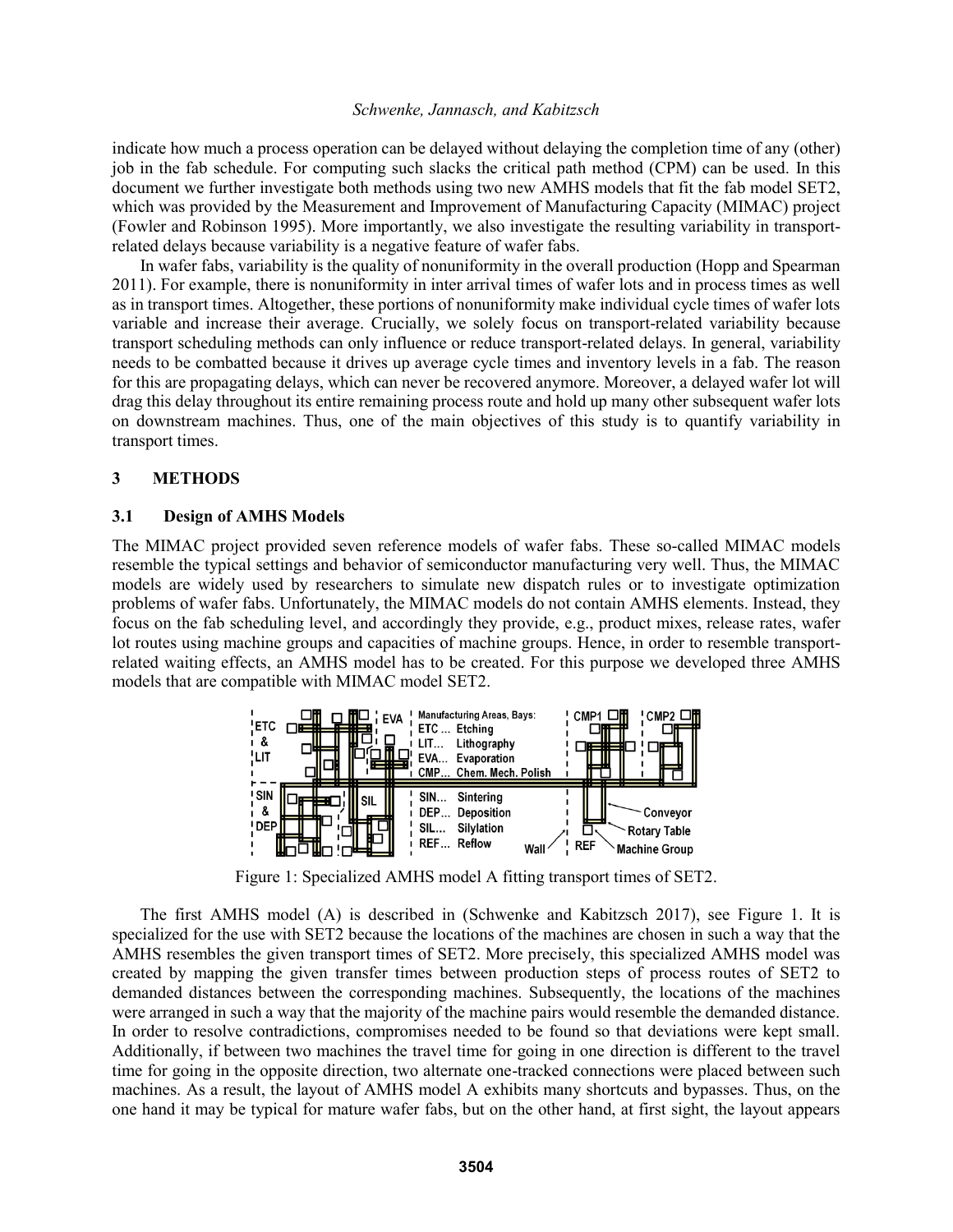indicate how much a process operation can be delayed without delaying the completion time of any (other) job in the fab schedule. For computing such slacks the critical path method (CPM) can be used. In this document we further investigate both methods using two new AMHS models that fit the fab model SET2, which was provided by the Measurement and Improvement of Manufacturing Capacity (MIMAC) project (Fowler and Robinson 1995). More importantly, we also investigate the resulting variability in transport-related delays because variability is a negative feature of wafer fabs.

In wafer fabs, variability is the quality of nonuniformity in the overall production (Hopp and Spearman 2011). For example, there is nonuniformity in inter arrival times of wafer lots and in process times as well as in transport times. Altogether, these portions of nonuniformity make individual cycle times of wafer lots variable and increase their average. Crucially, we solely focus on transport-related variability because transport scheduling methods can only influence or reduce transport-related delays. In general, variability needs to be combatted because it drives up average cycle times and inventory levels in a fab. The reason for this are propagating delays, which can never be recovered anymore. Moreover, a delayed wafer lot will drag this delay throughout its entire remaining process route and hold up many other subsequent wafer lots on downstream machines. Thus, one of the main objectives of this study is to quantify variability in transport times.

## 3 METHODS

### 3.1 Design of AMHS Models

The MIMAC project provided seven reference models of wafer fabs. These so-called MIMAC models resemble the typical settings and behavior of semiconductor manufacturing very well. Thus, the MIMAC models are widely used by researchers to simulate new dispatch rules or to investigate optimization problems of wafer fabs. Unfortunately, the MIMAC models do not contain AMHS elements. Instead, they focus on the fab scheduling level, and accordingly they provide, e.g., product mixes, release rates, wafer lot routes using machine groups and capacities of machine groups. Hence, in order to resemble transport-related waiting effects, an AMHS model has to be created. For this purpose we developed three AMHS models that are compatible with MIMAC model SET2.

Figure 1: Specialized AMHS model A fitting transport times of SET2.

The first AMHS model (A) is described in (Schwenke and Kabitzsch 2017), see Figure 1. It is specialized for the use with SET2 because the locations of the machines are chosen in such a way that the AMHS resembles the given transport times of SET2. More precisely, this specialized AMHS model was created by mapping the given transfer times between production steps of process routes of SET2 to demanded distances between the corresponding machines. Subsequently, the locations of the machines were arranged in such a way that the majority of the machine pairs would resemble the demanded distance. In order to resolve contradictions, compromises needed to be found so that deviations were kept small. Additionally, if between two machines the travel time for going in one direction is different to the travel time for going in the opposite direction, two alternate one-tracked connections were placed between such machines. As a result, the layout of AMHS model A exhibits many shortcuts and bypasses. Thus, on the one hand it may be typical for mature wafer fabs, but on the other hand, at first sight, the layout appears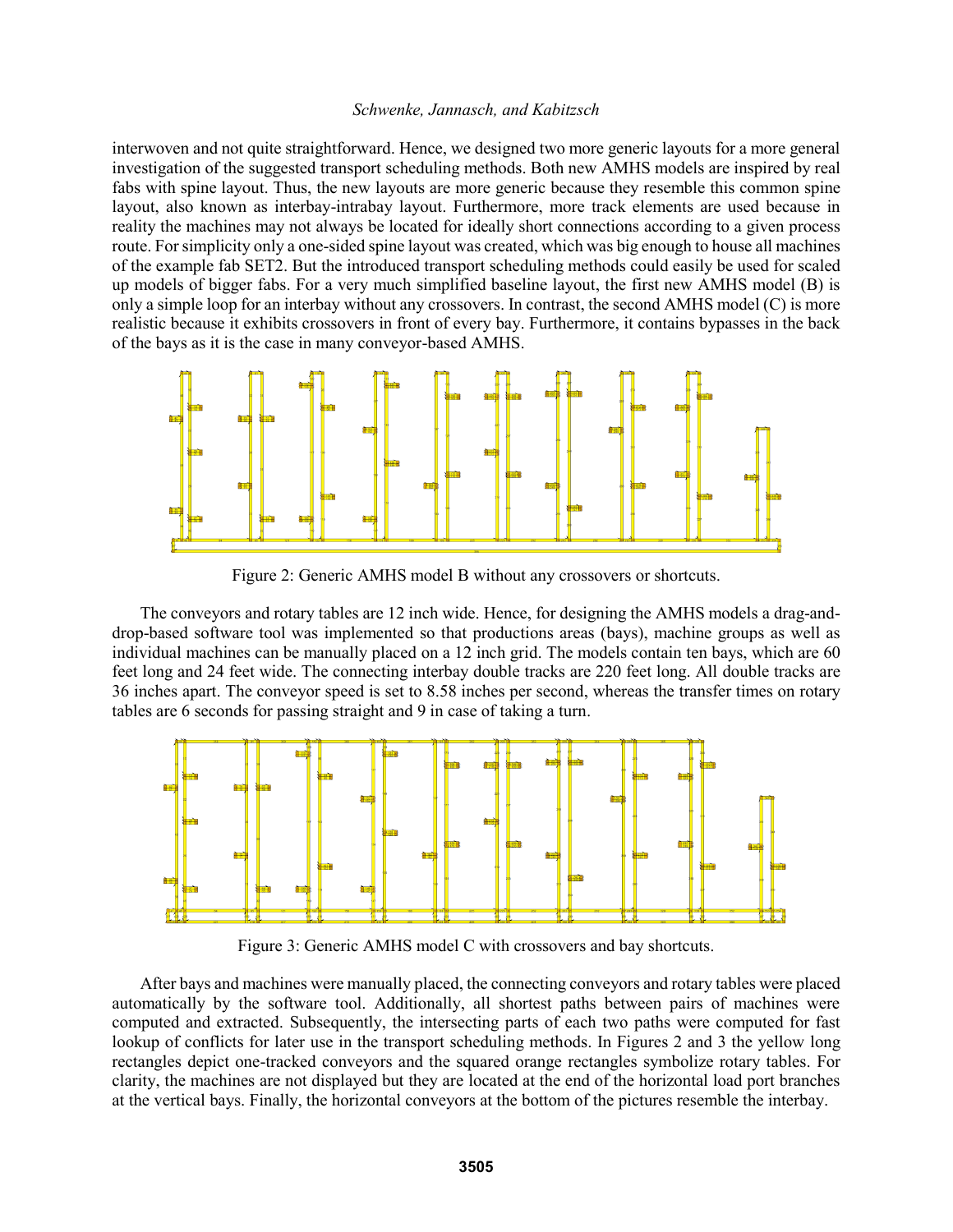interwoven and not quite straightforward. Hence, we designed two more generic layouts for a more general investigation of the suggested transport scheduling methods. Both new AMHS models are inspired by real fabs with spine layout. Thus, the new layouts are more generic because they resemble this common spine layout, also known as interbay-intrabay layout. Furthermore, more track elements are used because in reality the machines may not always be located for ideally short connections according to a given process route. For simplicity only a one-sided spine layout was created, which was big enough to house all machines of the example fab SET2. But the introduced transport scheduling methods could easily be used for scaled up models of bigger fabs. For a very much simplified baseline layout, the first new AMHS model (B) is only a simple loop for an interbay without any crossovers. In contrast, the second AMHS model (C) is more realistic because it exhibits crossovers in front of every bay. Furthermore, it contains bypasses in the back of the bays as it is the case in many conveyor-based AMHS.

Figure 2: Generic AMHS model B without any crossovers or shortcuts.

The conveyors and rotary tables are 12 inch wide. Hence, for designing the AMHS models a drag-and-drop-based software tool was implemented so that productions areas (bays), machine groups as well as individual machines can be manually placed on a 12 inch grid. The models contain ten bays, which are 60 feet long and 24 feet wide. The connecting interbay double tracks are 220 feet long. All double tracks are 36 inches apart. The conveyor speed is set to 8.58 inches per second, whereas the transfer times on rotary tables are 6 seconds for passing straight and 9 in case of taking a turn.

Figure 3: Generic AMHS model C with crossovers and bay shortcuts.

After bays and machines were manually placed, the connecting conveyors and rotary tables were placed automatically by the software tool. Additionally, all shortest paths between pairs of machines were computed and extracted. Subsequently, the intersecting parts of each two paths were computed for fast lookup of conflicts for later use in the transport scheduling methods. In Figures 2 and 3 the yellow long rectangles depict one-tracked conveyors and the squared orange rectangles symbolize rotary tables. For clarity, the machines are not displayed but they are located at the end of the horizontal load port branches at the vertical bays. Finally, the horizontal conveyors at the bottom of the pictures resemble the interbay.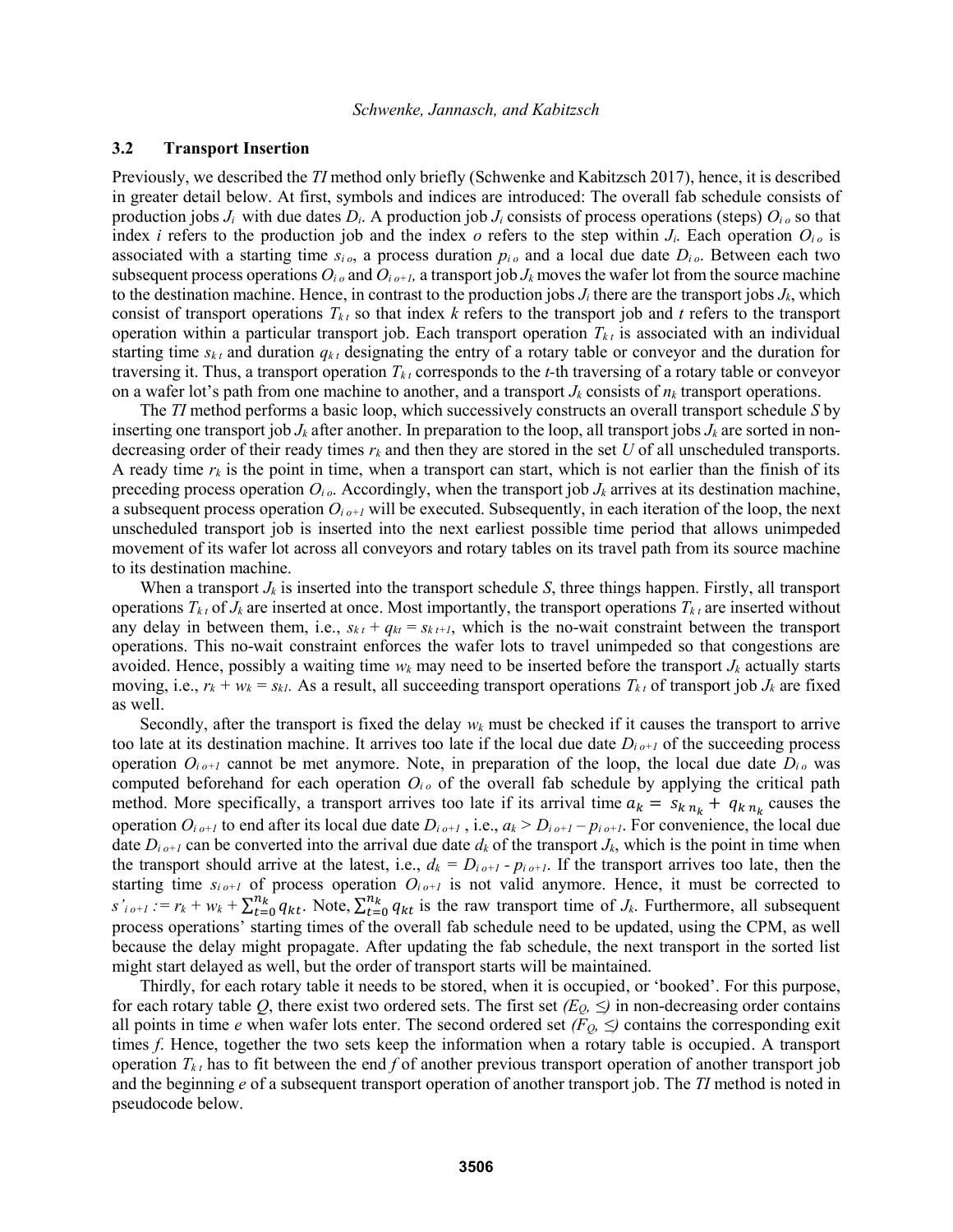### 3.2 Transport Insertion

Previously, we described the *TI* method only briefly (Schwenke and Kabitzsch 2017), hence, it is described in greater detail below. At first, symbols and indices are introduced: The overall fab schedule consists of production jobs $J_i$ with due dates $D_i$. A production job $J_i$ consists of process operations (steps) $O_{i\,o}$ so that index $i$ refers to the production job and the index $o$ refers to the step within $J_i$. Each operation $O_{i\,o}$ is associated with a starting time $s_{i\,o}$, a process duration $p_{i\,o}$ and a local due date $D_{i\,o}$. Between each two subsequent process operations $O_{i\,o}$ and $O_{i\,o+1}$, a transport job $J_k$ moves the wafer lot from the source machine to the destination machine. Hence, in contrast to the production jobs $J_i$ there are the transport jobs $J_k$, which consist of transport operations $T_{k\,t}$ so that index $k$ refers to the transport job and $t$ refers to the transport operation within a particular transport job. Each transport operation $T_{k\,t}$ is associated with an individual starting time $s_{k\,t}$ and duration $q_{k\,t}$ designating the entry of a rotary table or conveyor and the duration for traversing it. Thus, a transport operation $T_{k\,t}$ corresponds to the $t$-th traversing of a rotary table or conveyor on a wafer lot's path from one machine to another, and a transport $J_k$ consists of $n_k$ transport operations.

The *TI* method performs a basic loop, which successively constructs an overall transport schedule $S$ by inserting one transport job $J_k$ after another. In preparation to the loop, all transport jobs $J_k$ are sorted in non-decreasing order of their ready times $r_k$ and then they are stored in the set $U$ of all unscheduled transports. A ready time $r_k$ is the point in time, when a transport can start, which is not earlier than the finish of its preceding process operation $O_{i\,o}$. Accordingly, when the transport job $J_k$ arrives at its destination machine, a subsequent process operation $O_{i\,o+1}$ will be executed. Subsequently, in each iteration of the loop, the next unscheduled transport job is inserted into the next earliest possible time period that allows unimpeded movement of its wafer lot across all conveyors and rotary tables on its travel path from its source machine to its destination machine.

When a transport $J_k$ is inserted into the transport schedule $S$, three things happen. Firstly, all transport operations $T_{k\,t}$ of $J_k$ are inserted at once. Most importantly, the transport operations $T_{k\,t}$ are inserted without any delay in between them, i.e., $s_{k\,t} + q_{kt} = s_{k\,t+1}$, which is the no-wait constraint between the transport operations. This no-wait constraint enforces the wafer lots to travel unimpeded so that congestions are avoided. Hence, possibly a waiting time $w_k$ may need to be inserted before the transport $J_k$ actually starts moving, i.e., $r_k + w_k = s_{k1}$. As a result, all succeeding transport operations $T_{k\,t}$ of transport job $J_k$ are fixed as well.

Secondly, after the transport is fixed the delay $w_k$ must be checked if it causes the transport to arrive too late at its destination machine. It arrives too late if the local due date $D_{i\,o+1}$ of the succeeding process operation $O_{i\,o+1}$ cannot be met anymore. Note, in preparation of the loop, the local due date $D_{i\,o}$ was computed beforehand for each operation $O_{i\,o}$ of the overall fab schedule by applying the critical path method. More specifically, a transport arrives too late if its arrival time $a_k = s_{k\,n_k} + q_{k\,n_k}$ causes the operation $O_{i\,o+1}$ to end after its local due date $D_{i\,o+1}$, i.e., $a_k > D_{i\,o+1} - p_{i\,o+1}$. For convenience, the local due date $D_{i\,o+1}$ can be converted into the arrival due date $d_k$ of the transport $J_k$, which is the point in time when the transport should arrive at the latest, i.e., $d_k = D_{i\,o+1} - p_{i\,o+1}$. If the transport arrives too late, then the starting time $s_{i\,o+1}$ of process operation $O_{i\,o+1}$ is not valid anymore. Hence, it must be corrected to $s'_{i\,o+1} := r_k + w_k + \sum_{t=0}^{n_k} q_{kt}$. Note, $\sum_{t=0}^{n_k} q_{kt}$ is the raw transport time of $J_k$. Furthermore, all subsequent process operations' starting times of the overall fab schedule need to be updated, using the CPM, as well because the delay might propagate. After updating the fab schedule, the next transport in the sorted list might start delayed as well, but the order of transport starts will be maintained.

Thirdly, for each rotary table it needs to be stored, when it is occupied, or 'booked'. For this purpose, for each rotary table $Q$, there exist two ordered sets. The first set $(E_Q, \leq)$ in non-decreasing order contains all points in time $e$ when wafer lots enter. The second ordered set $(F_Q, \leq)$ contains the corresponding exit times $f$. Hence, together the two sets keep the information when a rotary table is occupied. A transport operation $T_{k\,t}$ has to fit between the end $f$ of another previous transport operation of another transport job and the beginning $e$ of a subsequent transport operation of another transport job. The *TI* method is noted in pseudocode below.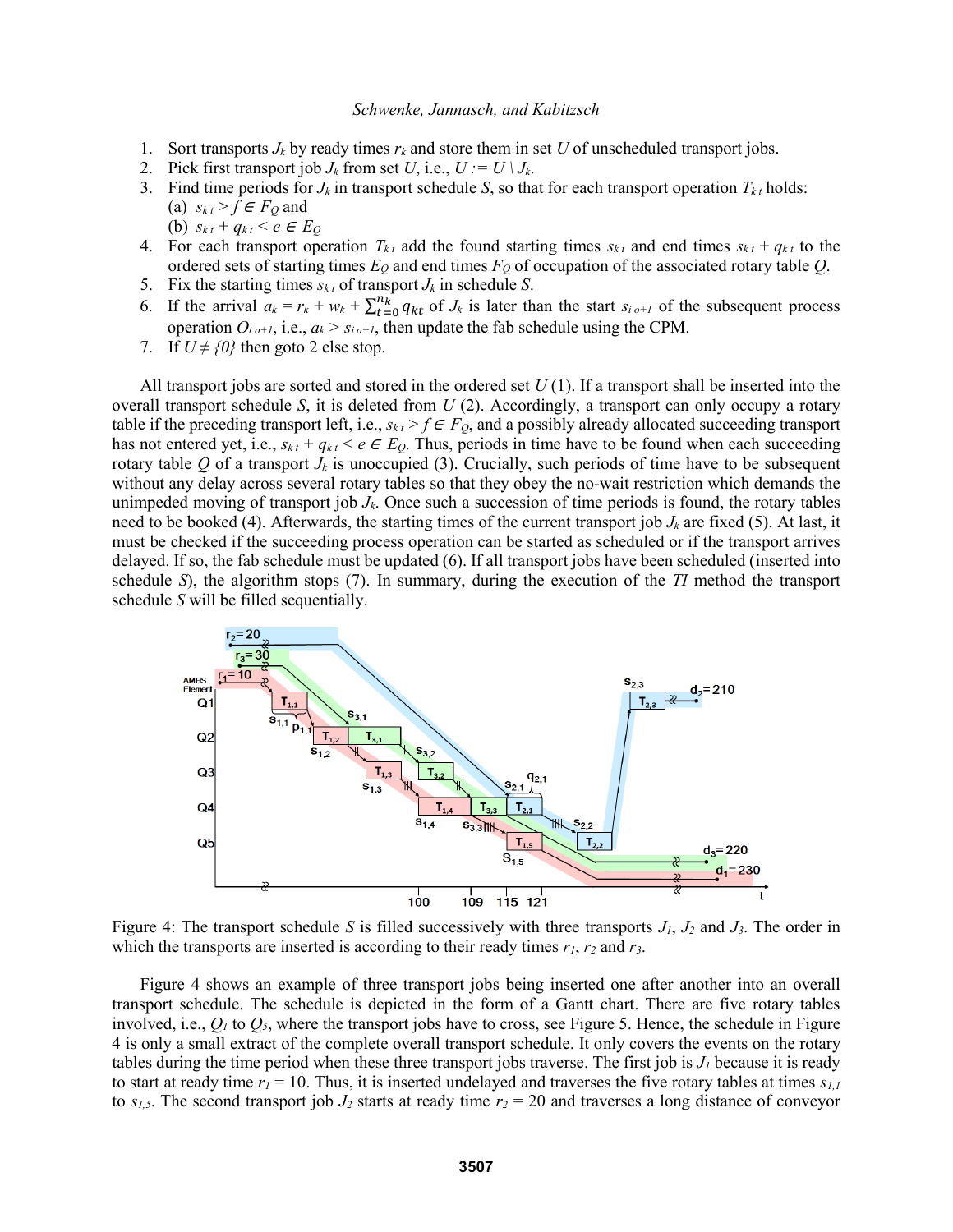1. Sort transports $J_k$ by ready times $r_k$ and store them in set $U$ of unscheduled transport jobs.
2. Pick first transport job $J_k$ from set $U$, i.e., $U := U \setminus J_k$.
3. Find time periods for $J_k$ in transport schedule $S$, so that for each transport operation $T_{k\,t}$ holds:
   (a) $s_{k\,t} > f \in F_Q$ and
   (b) $s_{k\,t} + q_{k\,t} < e \in E_Q$
4. For each transport operation $T_{k\,t}$ add the found starting times $s_{k\,t}$ and end times $s_{k\,t} + q_{k\,t}$ to the ordered sets of starting times $E_Q$ and end times $F_Q$ of occupation of the associated rotary table $Q$.
5. Fix the starting times $s_{k\,t}$ of transport $J_k$ in schedule $S$.
6. If the arrival $a_k = r_k + w_k + \sum_{t=0}^{n_k} q_{kt}$ of $J_k$ is later than the start $s_{i\,o+1}$ of the subsequent process operation $O_{i\,o+1}$, i.e., $a_k > s_{i\,o+1}$, then update the fab schedule using the CPM.
7. If $U \neq \{0\}$ then goto 2 else stop.

All transport jobs are sorted and stored in the ordered set $U$ (1). If a transport shall be inserted into the overall transport schedule $S$, it is deleted from $U$ (2). Accordingly, a transport can only occupy a rotary table if the preceding transport left, i.e., $s_{k\,t} > f \in F_Q$, and a possibly already allocated succeeding transport has not entered yet, i.e., $s_{k\,t} + q_{k\,t} < e \in E_Q$. Thus, periods in time have to be found when each succeeding rotary table $Q$ of a transport $J_k$ is unoccupied (3). Crucially, such periods of time have to be subsequent without any delay across several rotary tables so that they obey the no-wait restriction which demands the unimpeded moving of transport job $J_k$. Once such a succession of time periods is found, the rotary tables need to be booked (4). Afterwards, the starting times of the current transport job $J_k$ are fixed (5). At last, it must be checked if the succeeding process operation can be started as scheduled or if the transport arrives delayed. If so, the fab schedule must be updated (6). If all transport jobs have been scheduled (inserted into schedule $S$), the algorithm stops (7). In summary, during the execution of the *TI* method the transport schedule $S$ will be filled sequentially.

Figure 4: The transport schedule $S$ is filled successively with three transports $J_1$, $J_2$ and $J_3$. The order in which the transports are inserted is according to their ready times $r_1$, $r_2$ and $r_3$.

Figure 4 shows an example of three transport jobs being inserted one after another into an overall transport schedule. The schedule is depicted in the form of a Gantt chart. There are five rotary tables involved, i.e., $Q_1$ to $Q_5$, where the transport jobs have to cross, see Figure 5. Hence, the schedule in Figure 4 is only a small extract of the complete overall transport schedule. It only covers the events on the rotary tables during the time period when these three transport jobs traverse. The first job is $J_1$ because it is ready to start at ready time $r_1 = 10$. Thus, it is inserted undelayed and traverses the five rotary tables at times $s_{1,1}$ to $s_{1,5}$. The second transport job $J_2$ starts at ready time $r_2 = 20$ and traverses a long distance of conveyor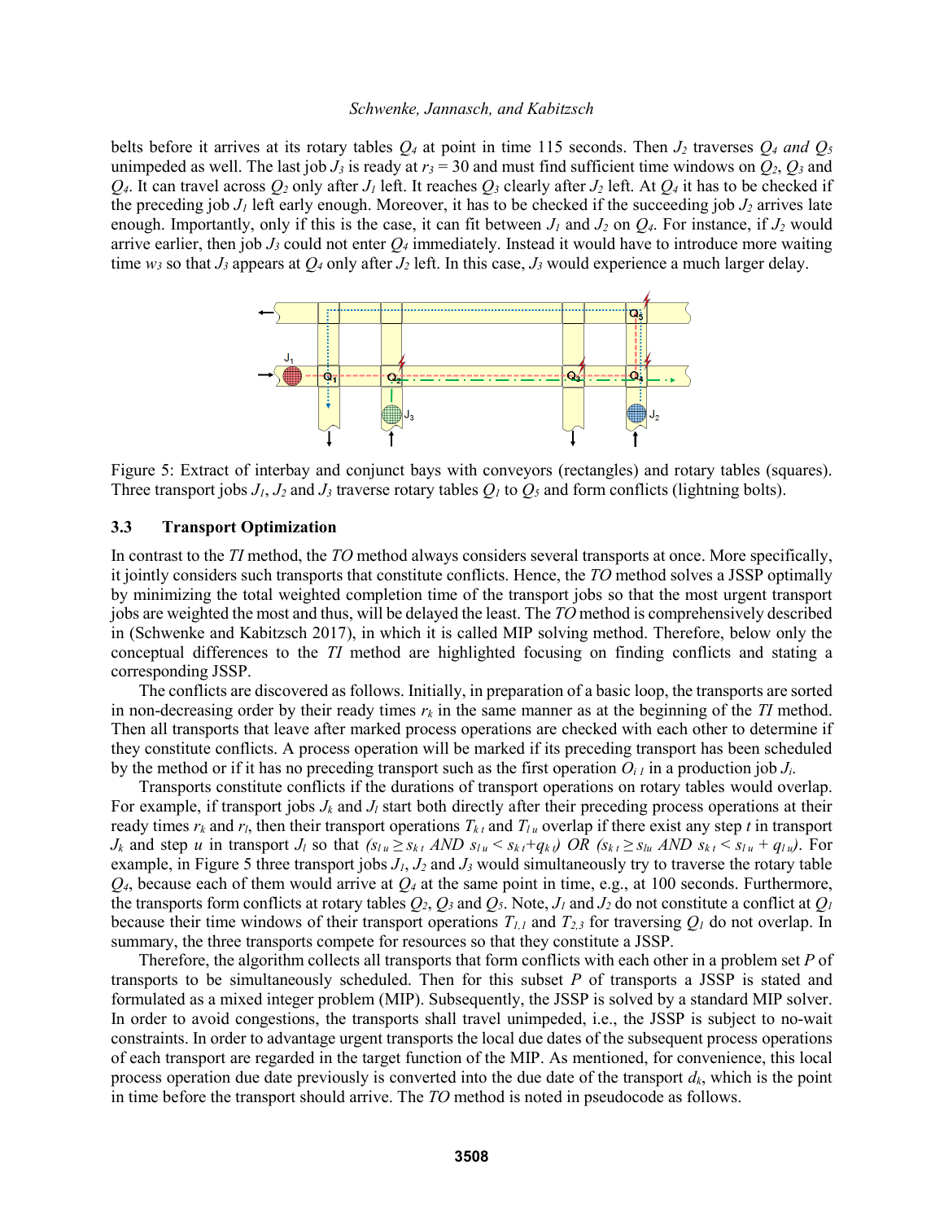belts before it arrives at its rotary tables $Q_4$ at point in time 115 seconds. Then $J_2$ traverses $Q_4$ *and* $Q_5$ unimpeded as well. The last job $J_3$ is ready at $r_3 = 30$ and must find sufficient time windows on $Q_2$, $Q_3$ and $Q_4$. It can travel across $Q_2$ only after $J_1$ left. It reaches $Q_3$ clearly after $J_2$ left. At $Q_4$ it has to be checked if the preceding job $J_1$ left early enough. Moreover, it has to be checked if the succeeding job $J_2$ arrives late enough. Importantly, only if this is the case, it can fit between $J_1$ and $J_2$ on $Q_4$. For instance, if $J_2$ would arrive earlier, then job $J_3$ could not enter $Q_4$ immediately. Instead it would have to introduce more waiting time $w_3$ so that $J_3$ appears at $Q_4$ only after $J_2$ left. In this case, $J_3$ would experience a much larger delay.

Figure 5: Extract of interbay and conjunct bays with conveyors (rectangles) and rotary tables (squares). Three transport jobs $J_1$, $J_2$ and $J_3$ traverse rotary tables $Q_1$ to $Q_5$ and form conflicts (lightning bolts).

### 3.3 Transport Optimization

In contrast to the *TI* method, the *TO* method always considers several transports at once. More specifically, it jointly considers such transports that constitute conflicts. Hence, the *TO* method solves a JSSP optimally by minimizing the total weighted completion time of the transport jobs so that the most urgent transport jobs are weighted the most and thus, will be delayed the least. The *TO* method is comprehensively described in (Schwenke and Kabitzsch 2017), in which it is called MIP solving method. Therefore, below only the conceptual differences to the *TI* method are highlighted focusing on finding conflicts and stating a corresponding JSSP.

The conflicts are discovered as follows. Initially, in preparation of a basic loop, the transports are sorted in non-decreasing order by their ready times $r_k$ in the same manner as at the beginning of the *TI* method. Then all transports that leave after marked process operations are checked with each other to determine if they constitute conflicts. A process operation will be marked if its preceding transport has been scheduled by the method or if it has no preceding transport such as the first operation $O_{i\,1}$ in a production job $J_i$.

Transports constitute conflicts if the durations of transport operations on rotary tables would overlap. For example, if transport jobs $J_k$ and $J_l$ start both directly after their preceding process operations at their ready times $r_k$ and $r_l$, then their transport operations $T_{k\,t}$ and $T_{l\,u}$ overlap if there exist any step $t$ in transport $J_k$ and step $u$ in transport $J_l$ so that $(s_{l\,u} \geq s_{k\,t}$ *AND* $s_{l\,u} < s_{k\,t}+q_{k\,t})$ *OR* $(s_{k\,t} \geq s_{lu}$ *AND* $s_{k\,t} < s_{l\,u} + q_{l\,u})$. For example, in Figure 5 three transport jobs $J_1$, $J_2$ and $J_3$ would simultaneously try to traverse the rotary table $Q_4$, because each of them would arrive at $Q_4$ at the same point in time, e.g., at 100 seconds. Furthermore, the transports form conflicts at rotary tables $Q_2$, $Q_3$ and $Q_5$. Note, $J_1$ and $J_2$ do not constitute a conflict at $Q_1$ because their time windows of their transport operations $T_{1,1}$ and $T_{2,3}$ for traversing $Q_1$ do not overlap. In summary, the three transports compete for resources so that they constitute a JSSP.

Therefore, the algorithm collects all transports that form conflicts with each other in a problem set $P$ of transports to be simultaneously scheduled. Then for this subset $P$ of transports a JSSP is stated and formulated as a mixed integer problem (MIP). Subsequently, the JSSP is solved by a standard MIP solver. In order to avoid congestions, the transports shall travel unimpeded, i.e., the JSSP is subject to no-wait constraints. In order to advantage urgent transports the local due dates of the subsequent process operations of each transport are regarded in the target function of the MIP. As mentioned, for convenience, this local process operation due date previously is converted into the due date of the transport $d_k$, which is the point in time before the transport should arrive. The *TO* method is noted in pseudocode as follows.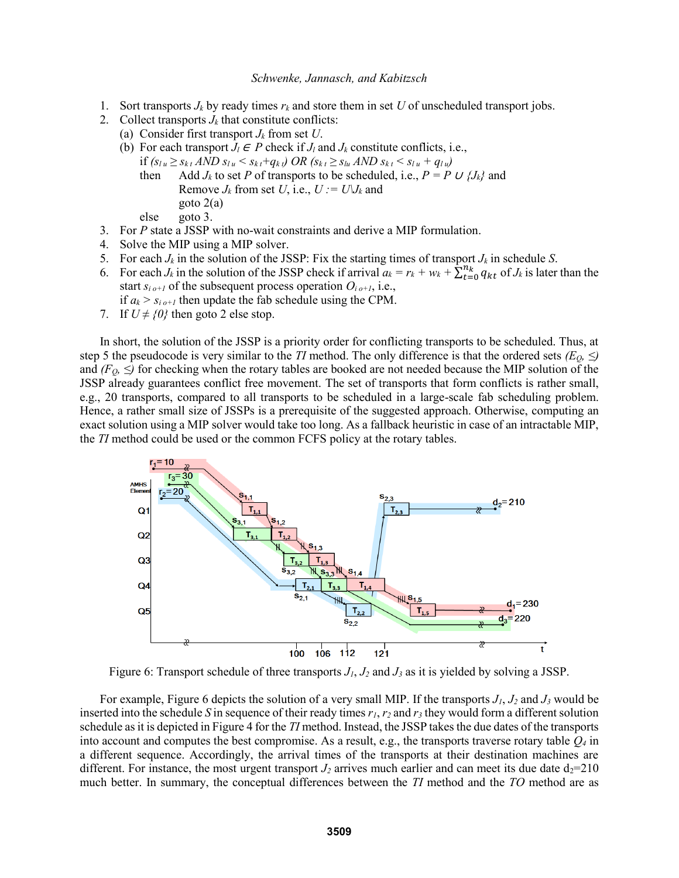1. Sort transports $J_k$ by ready times $r_k$ and store them in set $U$ of unscheduled transport jobs.
2. Collect transports $J_k$ that constitute conflicts:
   (a) Consider first transport $J_k$ from set $U$.
   (b) For each transport $J_l \in P$ check if $J_l$ and $J_k$ constitute conflicts, i.e.,
   if $(s_{l\,u} \geq s_{k\,t}$ AND $s_{l\,u} < s_{k\,t}+q_{k\,t})$ OR $(s_{k\,t} \geq s_{lu}$ AND $s_{k\,t} < s_{l\,u} + q_{l\,u})$
   then Add $J_k$ to set $P$ of transports to be scheduled, i.e., $P = P \cup \{J_k\}$ and
   Remove $J_k$ from set $U$, i.e., $U := U \backslash J_k$ and
   goto 2(a)
   else goto 3.
3. For $P$ state a JSSP with no-wait constraints and derive a MIP formulation.
4. Solve the MIP using a MIP solver.
5. For each $J_k$ in the solution of the JSSP: Fix the starting times of transport $J_k$ in schedule $S$.
6. For each $J_k$ in the solution of the JSSP check if arrival $a_k = r_k + w_k + \sum_{t=0}^{n_k} q_{kt}$ of $J_k$ is later than the start $s_{i\,o+1}$ of the subsequent process operation $O_{i\,o+1}$, i.e.,
   if $a_k > s_{i\,o+1}$ then update the fab schedule using the CPM.
7. If $U \neq \{0\}$ then goto 2 else stop.

In short, the solution of the JSSP is a priority order for conflicting transports to be scheduled. Thus, at step 5 the pseudocode is very similar to the *TI* method. The only difference is that the ordered sets $(E_Q, \preceq)$ and $(F_Q, \preceq)$ for checking when the rotary tables are booked are not needed because the MIP solution of the JSSP already guarantees conflict free movement. The set of transports that form conflicts is rather small, e.g., 20 transports, compared to all transports to be scheduled in a large-scale fab scheduling problem. Hence, a rather small size of JSSPs is a prerequisite of the suggested approach. Otherwise, computing an exact solution using a MIP solver would take too long. As a fallback heuristic in case of an intractable MIP, the *TI* method could be used or the common FCFS policy at the rotary tables.

Figure 6: Transport schedule of three transports $J_1$, $J_2$ and $J_3$ as it is yielded by solving a JSSP.

For example, Figure 6 depicts the solution of a very small MIP. If the transports $J_1$, $J_2$ and $J_3$ would be inserted into the schedule $S$ in sequence of their ready times $r_1$, $r_2$ and $r_3$ they would form a different solution schedule as it is depicted in Figure 4 for the *TI* method. Instead, the JSSP takes the due dates of the transports into account and computes the best compromise. As a result, e.g., the transports traverse rotary table $Q_4$ in a different sequence. Accordingly, the arrival times of the transports at their destination machines are different. For instance, the most urgent transport $J_2$ arrives much earlier and can meet its due date $d_2$=210 much better. In summary, the conceptual differences between the *TI* method and the *TO* method are as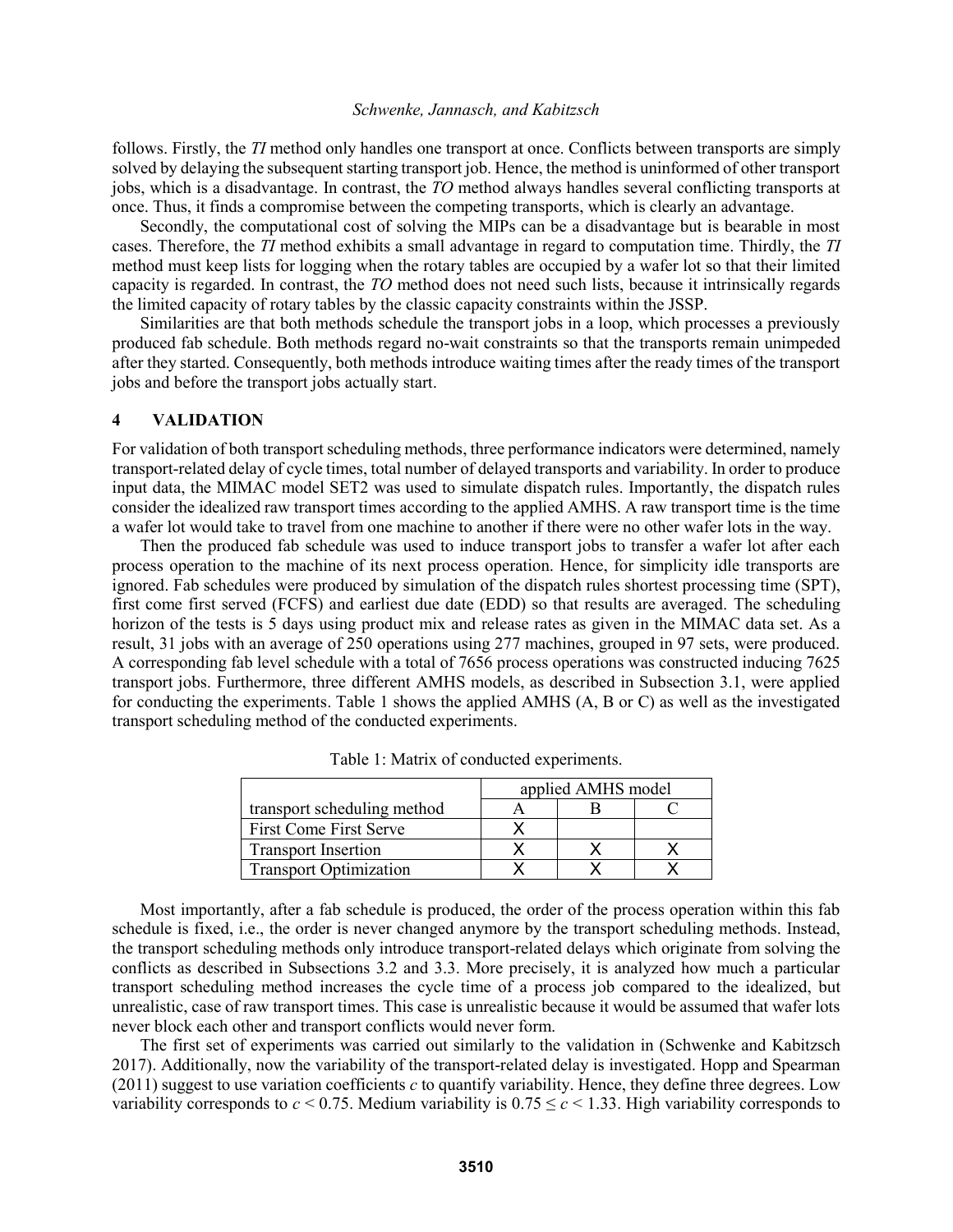follows. Firstly, the *TI* method only handles one transport at once. Conflicts between transports are simply solved by delaying the subsequent starting transport job. Hence, the method is uninformed of other transport jobs, which is a disadvantage. In contrast, the *TO* method always handles several conflicting transports at once. Thus, it finds a compromise between the competing transports, which is clearly an advantage.

Secondly, the computational cost of solving the MIPs can be a disadvantage but is bearable in most cases. Therefore, the *TI* method exhibits a small advantage in regard to computation time. Thirdly, the *TI* method must keep lists for logging when the rotary tables are occupied by a wafer lot so that their limited capacity is regarded. In contrast, the *TO* method does not need such lists, because it intrinsically regards the limited capacity of rotary tables by the classic capacity constraints within the JSSP.

Similarities are that both methods schedule the transport jobs in a loop, which processes a previously produced fab schedule. Both methods regard no-wait constraints so that the transports remain unimpeded after they started. Consequently, both methods introduce waiting times after the ready times of the transport jobs and before the transport jobs actually start.

# 4 VALIDATION

For validation of both transport scheduling methods, three performance indicators were determined, namely transport-related delay of cycle times, total number of delayed transports and variability. In order to produce input data, the MIMAC model SET2 was used to simulate dispatch rules. Importantly, the dispatch rules consider the idealized raw transport times according to the applied AMHS. A raw transport time is the time a wafer lot would take to travel from one machine to another if there were no other wafer lots in the way.

Then the produced fab schedule was used to induce transport jobs to transfer a wafer lot after each process operation to the machine of its next process operation. Hence, for simplicity idle transports are ignored. Fab schedules were produced by simulation of the dispatch rules shortest processing time (SPT), first come first served (FCFS) and earliest due date (EDD) so that results are averaged. The scheduling horizon of the tests is 5 days using product mix and release rates as given in the MIMAC data set. As a result, 31 jobs with an average of 250 operations using 277 machines, grouped in 97 sets, were produced. A corresponding fab level schedule with a total of 7656 process operations was constructed inducing 7625 transport jobs. Furthermore, three different AMHS models, as described in Subsection 3.1, were applied for conducting the experiments. Table 1 shows the applied AMHS (A, B or C) as well as the investigated transport scheduling method of the conducted experiments.

Table 1: Matrix of conducted experiments.

| | applied AMHS model | | |
|---|---|---|---|
| transport scheduling method | A | B | C |
| First Come First Serve | X | | |
| Transport Insertion | X | X | X |
| Transport Optimization | X | X | X |

Most importantly, after a fab schedule is produced, the order of the process operation within this fab schedule is fixed, i.e., the order is never changed anymore by the transport scheduling methods. Instead, the transport scheduling methods only introduce transport-related delays which originate from solving the conflicts as described in Subsections 3.2 and 3.3. More precisely, it is analyzed how much a particular transport scheduling method increases the cycle time of a process job compared to the idealized, but unrealistic, case of raw transport times. This case is unrealistic because it would be assumed that wafer lots never block each other and transport conflicts would never form.

The first set of experiments was carried out similarly to the validation in (Schwenke and Kabitzsch 2017). Additionally, now the variability of the transport-related delay is investigated. Hopp and Spearman (2011) suggest to use variation coefficients $c$ to quantify variability. Hence, they define three degrees. Low variability corresponds to $c < 0.75$. Medium variability is $0.75 \leq c < 1.33$. High variability corresponds to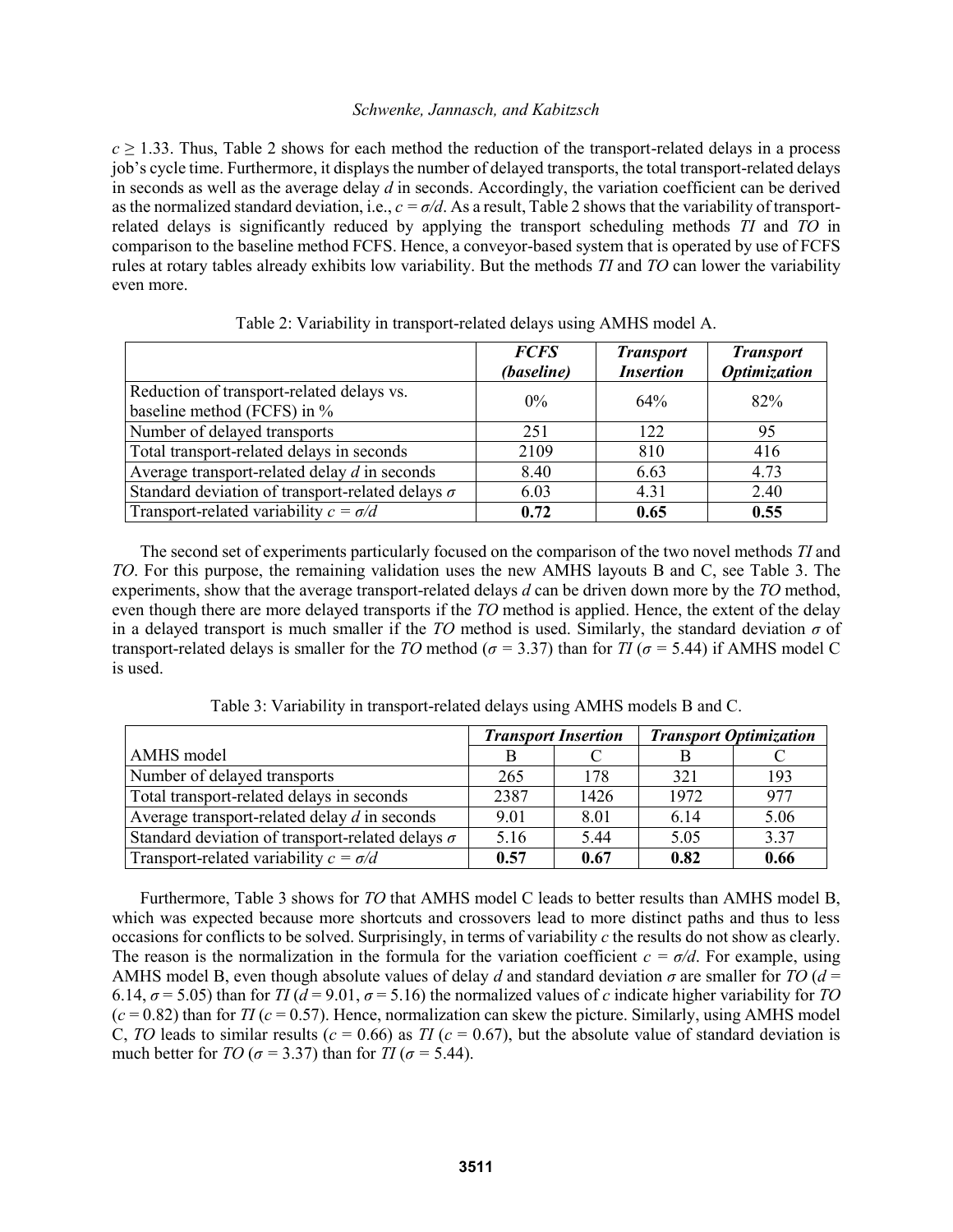$c \geq 1.33$. Thus, Table 2 shows for each method the reduction of the transport-related delays in a process job's cycle time. Furthermore, it displays the number of delayed transports, the total transport-related delays in seconds as well as the average delay $d$ in seconds. Accordingly, the variation coefficient can be derived as the normalized standard deviation, i.e., $c = \sigma/d$. As a result, Table 2 shows that the variability of transport-related delays is significantly reduced by applying the transport scheduling methods *TI* and *TO* in comparison to the baseline method FCFS. Hence, a conveyor-based system that is operated by use of FCFS rules at rotary tables already exhibits low variability. But the methods *TI* and *TO* can lower the variability even more.

Table 2: Variability in transport-related delays using AMHS model A.

| | ***FCFS (baseline)*** | ***Transport Insertion*** | ***Transport Optimization*** |
|---|---|---|---|
| Reduction of transport-related delays vs. baseline method (FCFS) in % | 0% | 64% | 82% |
| Number of delayed transports | 251 | 122 | 95 |
| Total transport-related delays in seconds | 2109 | 810 | 416 |
| Average transport-related delay $d$ in seconds | 8.40 | 6.63 | 4.73 |
| Standard deviation of transport-related delays $\sigma$ | 6.03 | 4.31 | 2.40 |
| Transport-related variability $c = \sigma/d$ | **0.72** | **0.65** | **0.55** |

The second set of experiments particularly focused on the comparison of the two novel methods *TI* and *TO*. For this purpose, the remaining validation uses the new AMHS layouts B and C, see Table 3. The experiments, show that the average transport-related delays $d$ can be driven down more by the *TO* method, even though there are more delayed transports if the *TO* method is applied. Hence, the extent of the delay in a delayed transport is much smaller if the *TO* method is used. Similarly, the standard deviation $\sigma$ of transport-related delays is smaller for the *TO* method ($\sigma = 3.37$) than for *TI* ($\sigma = 5.44$) if AMHS model C is used.

Table 3: Variability in transport-related delays using AMHS models B and C.

| | ***Transport Insertion*** | | ***Transport Optimization*** | |
|---|---|---|---|---|
| AMHS model | B | C | B | C |
| Number of delayed transports | 265 | 178 | 321 | 193 |
| Total transport-related delays in seconds | 2387 | 1426 | 1972 | 977 |
| Average transport-related delay $d$ in seconds | 9.01 | 8.01 | 6.14 | 5.06 |
| Standard deviation of transport-related delays $\sigma$ | 5.16 | 5.44 | 5.05 | 3.37 |
| Transport-related variability $c = \sigma/d$ | **0.57** | **0.67** | **0.82** | **0.66** |

Furthermore, Table 3 shows for *TO* that AMHS model C leads to better results than AMHS model B, which was expected because more shortcuts and crossovers lead to more distinct paths and thus to less occasions for conflicts to be solved. Surprisingly, in terms of variability $c$ the results do not show as clearly. The reason is the normalization in the formula for the variation coefficient $c = \sigma/d$. For example, using AMHS model B, even though absolute values of delay $d$ and standard deviation $\sigma$ are smaller for *TO* ($d = 6.14$, $\sigma = 5.05$) than for *TI* ($d = 9.01$, $\sigma = 5.16$) the normalized values of $c$ indicate higher variability for *TO* ($c = 0.82$) than for *TI* ($c = 0.57$). Hence, normalization can skew the picture. Similarly, using AMHS model C, *TO* leads to similar results ($c = 0.66$) as *TI* ($c = 0.67$), but the absolute value of standard deviation is much better for *TO* ($\sigma = 3.37$) than for *TI* ($\sigma = 5.44$).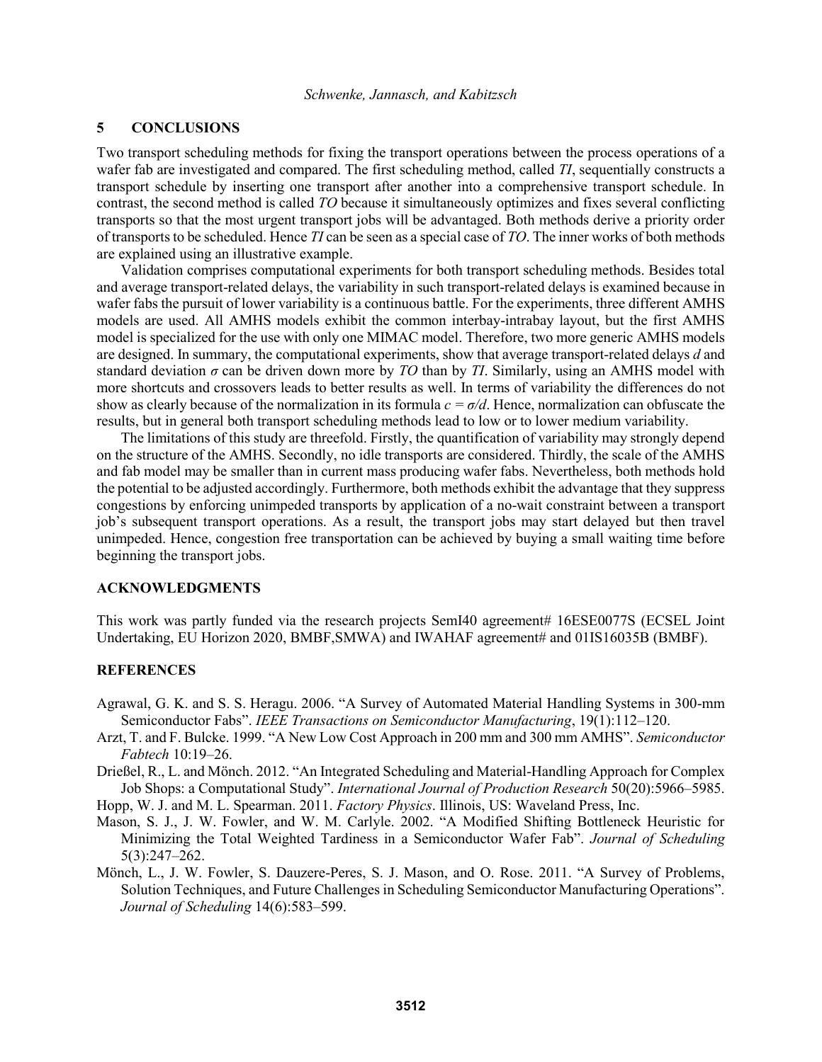## 5 CONCLUSIONS

Two transport scheduling methods for fixing the transport operations between the process operations of a wafer fab are investigated and compared. The first scheduling method, called *TI*, sequentially constructs a transport schedule by inserting one transport after another into a comprehensive transport schedule. In contrast, the second method is called *TO* because it simultaneously optimizes and fixes several conflicting transports so that the most urgent transport jobs will be advantaged. Both methods derive a priority order of transports to be scheduled. Hence *TI* can be seen as a special case of *TO*. The inner works of both methods are explained using an illustrative example.

Validation comprises computational experiments for both transport scheduling methods. Besides total and average transport-related delays, the variability in such transport-related delays is examined because in wafer fabs the pursuit of lower variability is a continuous battle. For the experiments, three different AMHS models are used. All AMHS models exhibit the common interbay-intrabay layout, but the first AMHS model is specialized for the use with only one MIMAC model. Therefore, two more generic AMHS models are designed. In summary, the computational experiments, show that average transport-related delays $d$ and standard deviation $\sigma$ can be driven down more by *TO* than by *TI*. Similarly, using an AMHS model with more shortcuts and crossovers leads to better results as well. In terms of variability the differences do not show as clearly because of the normalization in its formula $c = \sigma/d$. Hence, normalization can obfuscate the results, but in general both transport scheduling methods lead to low or to lower medium variability.

The limitations of this study are threefold. Firstly, the quantification of variability may strongly depend on the structure of the AMHS. Secondly, no idle transports are considered. Thirdly, the scale of the AMHS and fab model may be smaller than in current mass producing wafer fabs. Nevertheless, both methods hold the potential to be adjusted accordingly. Furthermore, both methods exhibit the advantage that they suppress congestions by enforcing unimpeded transports by application of a no-wait constraint between a transport job's subsequent transport operations. As a result, the transport jobs may start delayed but then travel unimpeded. Hence, congestion free transportation can be achieved by buying a small waiting time before beginning the transport jobs.

## ACKNOWLEDGMENTS

This work was partly funded via the research projects SemI40 agreement# 16ESE0077S (ECSEL Joint Undertaking, EU Horizon 2020, BMBF,SMWA) and IWAHAF agreement# and 01IS16035B (BMBF).

## REFERENCES

Agrawal, G. K. and S. S. Heragu. 2006. "A Survey of Automated Material Handling Systems in 300-mm Semiconductor Fabs". *IEEE Transactions on Semiconductor Manufacturing*, 19(1):112–120.

Arzt, T. and F. Bulcke. 1999. "A New Low Cost Approach in 200 mm and 300 mm AMHS". *Semiconductor Fabtech* 10:19–26.

Drießel, R., L. and Mönch. 2012. "An Integrated Scheduling and Material-Handling Approach for Complex Job Shops: a Computational Study". *International Journal of Production Research* 50(20):5966–5985.

Hopp, W. J. and M. L. Spearman. 2011. *Factory Physics*. Illinois, US: Waveland Press, Inc.

Mason, S. J., J. W. Fowler, and W. M. Carlyle. 2002. "A Modified Shifting Bottleneck Heuristic for Minimizing the Total Weighted Tardiness in a Semiconductor Wafer Fab". *Journal of Scheduling* 5(3):247–262.

Mönch, L., J. W. Fowler, S. Dauzere-Peres, S. J. Mason, and O. Rose. 2011. "A Survey of Problems, Solution Techniques, and Future Challenges in Scheduling Semiconductor Manufacturing Operations". *Journal of Scheduling* 14(6):583–599.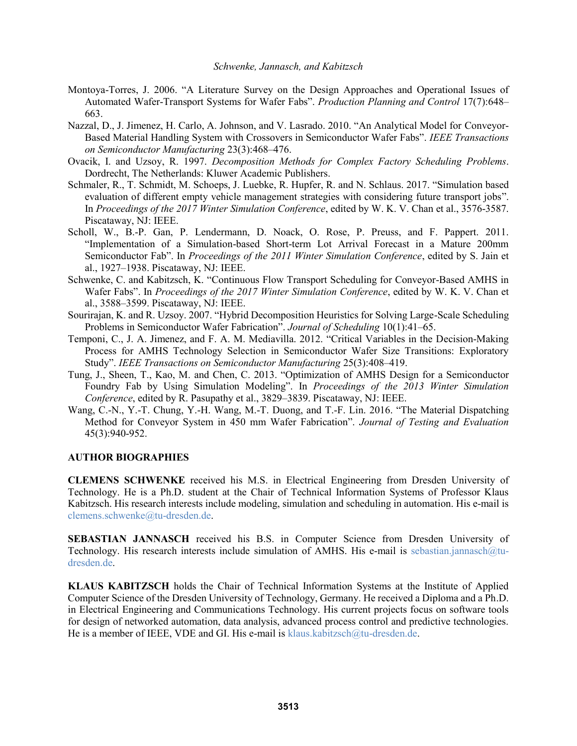Montoya-Torres, J. 2006. "A Literature Survey on the Design Approaches and Operational Issues of Automated Wafer-Transport Systems for Wafer Fabs". *Production Planning and Control* 17(7):648–663.

Nazzal, D., J. Jimenez, H. Carlo, A. Johnson, and V. Lasrado. 2010. "An Analytical Model for Conveyor-Based Material Handling System with Crossovers in Semiconductor Wafer Fabs". *IEEE Transactions on Semiconductor Manufacturing* 23(3):468–476.

Ovacik, I. and Uzsoy, R. 1997. *Decomposition Methods for Complex Factory Scheduling Problems*. Dordrecht, The Netherlands: Kluwer Academic Publishers.

Schmaler, R., T. Schmidt, M. Schoeps, J. Luebke, R. Hupfer, R. and N. Schlaus. 2017. "Simulation based evaluation of different empty vehicle management strategies with considering future transport jobs". In *Proceedings of the 2017 Winter Simulation Conference*, edited by W. K. V. Chan et al., 3576-3587. Piscataway, NJ: IEEE.

Scholl, W., B.-P. Gan, P. Lendermann, D. Noack, O. Rose, P. Preuss, and F. Pappert. 2011. "Implementation of a Simulation-based Short-term Lot Arrival Forecast in a Mature 200mm Semiconductor Fab". In *Proceedings of the 2011 Winter Simulation Conference*, edited by S. Jain et al., 1927–1938. Piscataway, NJ: IEEE.

Schwenke, C. and Kabitzsch, K. "Continuous Flow Transport Scheduling for Conveyor-Based AMHS in Wafer Fabs". In *Proceedings of the 2017 Winter Simulation Conference*, edited by W. K. V. Chan et al., 3588–3599. Piscataway, NJ: IEEE.

Sourirajan, K. and R. Uzsoy. 2007. "Hybrid Decomposition Heuristics for Solving Large-Scale Scheduling Problems in Semiconductor Wafer Fabrication". *Journal of Scheduling* 10(1):41–65.

Temponi, C., J. A. Jimenez, and F. A. M. Mediavilla. 2012. "Critical Variables in the Decision-Making Process for AMHS Technology Selection in Semiconductor Wafer Size Transitions: Exploratory Study". *IEEE Transactions on Semiconductor Manufacturing* 25(3):408–419.

Tung, J., Sheen, T., Kao, M. and Chen, C. 2013. "Optimization of AMHS Design for a Semiconductor Foundry Fab by Using Simulation Modeling". In *Proceedings of the 2013 Winter Simulation Conference*, edited by R. Pasupathy et al., 3829–3839. Piscataway, NJ: IEEE.

Wang, C.-N., Y.-T. Chung, Y.-H. Wang, M.-T. Duong, and T.-F. Lin. 2016. "The Material Dispatching Method for Conveyor System in 450 mm Wafer Fabrication". *Journal of Testing and Evaluation* 45(3):940-952.

## AUTHOR BIOGRAPHIES

**CLEMENS SCHWENKE** received his M.S. in Electrical Engineering from Dresden University of Technology. He is a Ph.D. student at the Chair of Technical Information Systems of Professor Klaus Kabitzsch. His research interests include modeling, simulation and scheduling in automation. His e-mail is clemens.schwenke@tu-dresden.de.

**SEBASTIAN JANNASCH** received his B.S. in Computer Science from Dresden University of Technology. His research interests include simulation of AMHS. His e-mail is sebastian.jannasch@tu-dresden.de.

**KLAUS KABITZSCH** holds the Chair of Technical Information Systems at the Institute of Applied Computer Science of the Dresden University of Technology, Germany. He received a Diploma and a Ph.D. in Electrical Engineering and Communications Technology. His current projects focus on software tools for design of networked automation, data analysis, advanced process control and predictive technologies. He is a member of IEEE, VDE and GI. His e-mail is klaus.kabitzsch@tu-dresden.de.